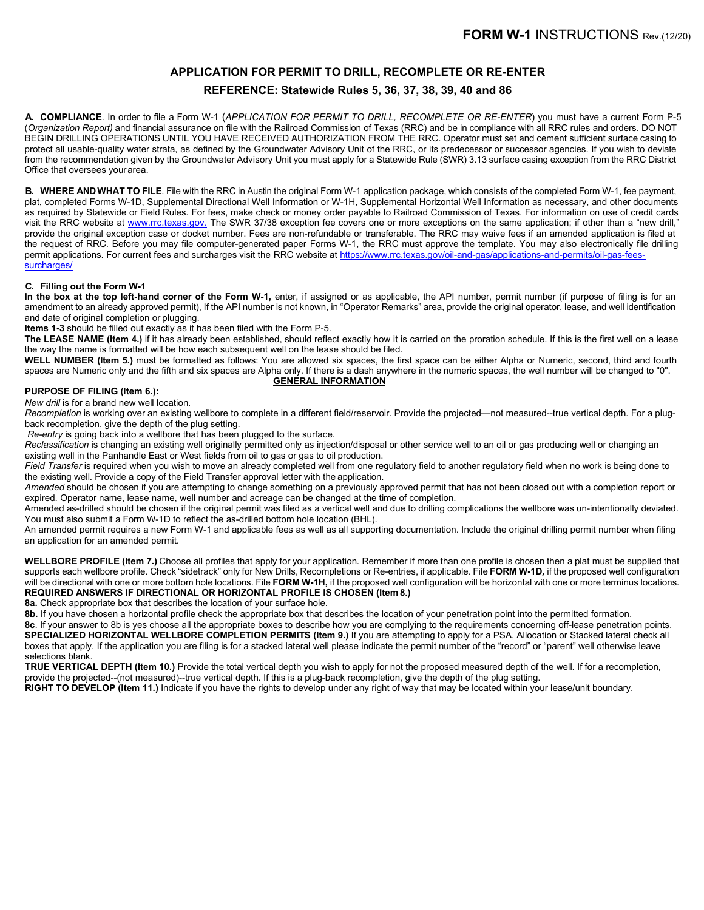# FORM W-1 INSTRUCTIONS Rev.(12/20)

## APPLICATION FOR PERMIT TO DRILL, RECOMPLETE OR RE-ENTER

## REFERENCE: Statewide Rules 5, 36, 37, 38, 39, 40 and 86

**A. COMPLIANCE**. In order to file a Form W-1 (*APPLICATION FOR PERMIT TO DRILL, RECOMPLETE OR RE-ENTER*) you must have a current Form P-5 (*Organization Report)* and financial assurance on file with the Railroad Commission of Texas (RRC) and be in compliance with all RRC rules and orders. DO NOT BEGIN DRILLING OPERATIONS UNTIL YOU HAVE RECEIVED AUTHORIZATION FROM THE RRC. Operator must set and cement sufficient surface casing to protect all usable-quality water strata, as defined by the Groundwater Advisory Unit of the RRC, or its predecessor or successor agencies. If you wish to deviate from the recommendation given by the Groundwater Advisory Unit you must apply for a Statewide Rule (SWR) 3.13 surface casing exception from the RRC District Office that oversees your area.

**B. WHERE AND WHAT TO FILE**. File with the RRC in Austin the original Form W-1 application package, which consists of the completed Form W-1, fee payment, plat, completed Forms W-1D, Supplemental Directional Well Information or W-1H, Supplemental Horizontal Well Information as necessary, and other documents as required by Statewide or Field Rules. For fees, make check or money order payable to Railroad Commission of Texas. For information on use of credit cards visit the RRC website at www.rrc.texas.gov. The SWR 37/38 exception fee covers one or more exceptions on the same application; if other than a "new drill," provide the original exception case or docket number. Fees are non-refundable or transferable. The RRC may waive fees if an amended application is filed at the request of RRC. Before you may file computer-generated paper Forms W-1, the RRC must approve the template. You may also electronically file drilling permit applications. For current fees and surcharges visit the RRC website at https://www.rrc.texas.gov/oil-and-gas/applications-and-permits/oil-gas-fees-surcharges/

**C. Filling out the Form W-1**

**In the box at the top left-hand corner of the Form W-1,** enter, if assigned or as applicable, the API number, permit number (if purpose of filing is for an amendment to an already approved permit), If the API number is not known, in "Operator Remarks" area, provide the original operator, lease, and well identification and date of original completion or plugging.

**Items 1-3** should be filled out exactly as it has been filed with the Form P-5.

**The LEASE NAME (Item 4.)** if it has already been established, should reflect exactly how it is carried on the proration schedule. If this is the first well on a lease the way the name is formatted will be how each subsequent well on the lease should be filed.

**WELL NUMBER (Item 5.)** must be formatted as follows: You are allowed six spaces, the first space can be either Alpha or Numeric, second, third and fourth spaces are Numeric only and the fifth and six spaces are Alpha only. If there is a dash anywhere in the numeric spaces, the well number will be changed to "0".

### GENERAL INFORMATION

**PURPOSE OF FILING (Item 6.):**

*New drill* is for a brand new well location.

*Recompletion* is working over an existing wellbore to complete in a different field/reservoir. Provide the projected—not measured--true vertical depth. For a plug-back recompletion, give the depth of the plug setting.

*Re-entry* is going back into a wellbore that has been plugged to the surface.

*Reclassification* is changing an existing well originally permitted only as injection/disposal or other service well to an oil or gas producing well or changing an existing well in the Panhandle East or West fields from oil to gas or gas to oil production.

*Field Transfer* is required when you wish to move an already completed well from one regulatory field to another regulatory field when no work is being done to the existing well. Provide a copy of the Field Transfer approval letter with the application.

*Amended* should be chosen if you are attempting to change something on a previously approved permit that has not been closed out with a completion report or expired. Operator name, lease name, well number and acreage can be changed at the time of completion.

Amended as-drilled should be chosen if the original permit was filed as a vertical well and due to drilling complications the wellbore was un-intentionally deviated. You must also submit a Form W-1D to reflect the as-drilled bottom hole location (BHL).

An amended permit requires a new Form W-1 and applicable fees as well as all supporting documentation. Include the original drilling permit number when filing an application for an amended permit.

**WELLBORE PROFILE (Item 7.)** Choose all profiles that apply for your application. Remember if more than one profile is chosen then a plat must be supplied that supports each wellbore profile. Check "sidetrack" only for New Drills, Recompletions or Re-entries, if applicable. File **FORM W-1D,** if the proposed well configuration will be directional with one or more bottom hole locations. File **FORM W-1H,** if the proposed well configuration will be horizontal with one or more terminus locations.

**REQUIRED ANSWERS IF DIRECTIONAL OR HORIZONTAL PROFILE IS CHOSEN (Item 8.)**

**8a.** Check appropriate box that describes the location of your surface hole.

**8b.** If you have chosen a horizontal profile check the appropriate box that describes the location of your penetration point into the permitted formation.

**8c**. If your answer to 8b is yes choose all the appropriate boxes to describe how you are complying to the requirements concerning off-lease penetration points.

**SPECIALIZED HORIZONTAL WELLBORE COMPLETION PERMITS (Item 9.)** If you are attempting to apply for a PSA, Allocation or Stacked lateral check all boxes that apply. If the application you are filing is for a stacked lateral well please indicate the permit number of the "record" or "parent" well otherwise leave selections blank.

**TRUE VERTICAL DEPTH (Item 10.)** Provide the total vertical depth you wish to apply for not the proposed measured depth of the well. If for a recompletion, provide the projected--(not measured)--true vertical depth. If this is a plug-back recompletion, give the depth of the plug setting.

**RIGHT TO DEVELOP (Item 11.)** Indicate if you have the rights to develop under any right of way that may be located within your lease/unit boundary.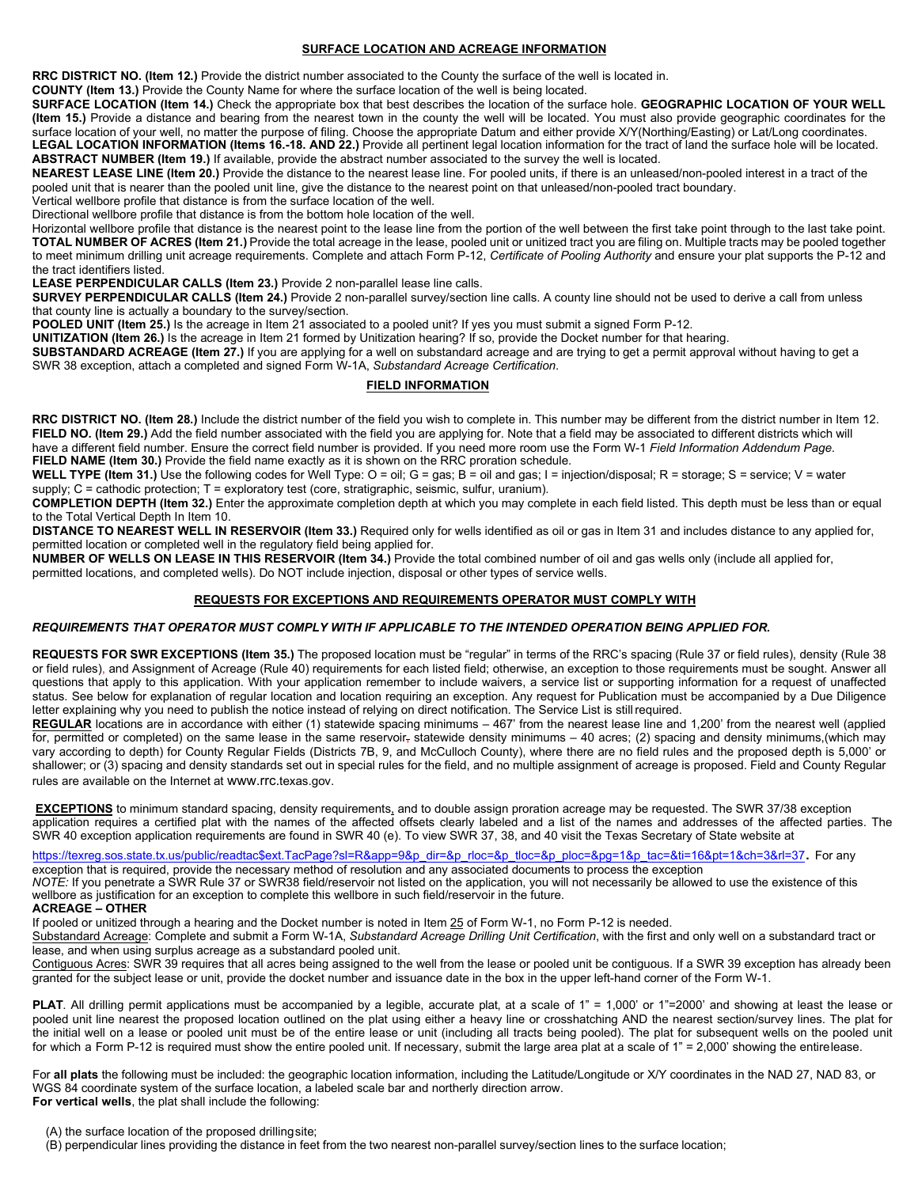## SURFACE LOCATION AND ACREAGE INFORMATION

**RRC DISTRICT NO. (Item 12.)** Provide the district number associated to the County the surface of the well is located in.
**COUNTY (Item 13.)** Provide the County Name for where the surface location of the well is being located.
**SURFACE LOCATION (Item 14.)** Check the appropriate box that best describes the location of the surface hole. **GEOGRAPHIC LOCATION OF YOUR WELL (Item 15.)** Provide a distance and bearing from the nearest town in the county the well will be located. You must also provide geographic coordinates for the surface location of your well, no matter the purpose of filing. Choose the appropriate Datum and either provide X/Y(Northing/Easting) or Lat/Long coordinates.
**LEGAL LOCATION INFORMATION (Items 16.-18. AND 22.)** Provide all pertinent legal location information for the tract of land the surface hole will be located.
**ABSTRACT NUMBER (Item 19.)** If available, provide the abstract number associated to the survey the well is located.
**NEAREST LEASE LINE (Item 20.)** Provide the distance to the nearest lease line. For pooled units, if there is an unleased/non-pooled interest in a tract of the pooled unit that is nearer than the pooled unit line, give the distance to the nearest point on that unleased/non-pooled tract boundary.
Vertical wellbore profile that distance is from the surface location of the well.
Directional wellbore profile that distance is from the bottom hole location of the well.
Horizontal wellbore profile that distance is the nearest point to the lease line from the portion of the well between the first take point through to the last take point.
**TOTAL NUMBER OF ACRES (Item 21.)** Provide the total acreage in the lease, pooled unit or unitized tract you are filing on. Multiple tracts may be pooled together to meet minimum drilling unit acreage requirements. Complete and attach Form P-12, *Certificate of Pooling Authority* and ensure your plat supports the P-12 and the tract identifiers listed.
**LEASE PERPENDICULAR CALLS (Item 23.)** Provide 2 non-parallel lease line calls.
**SURVEY PERPENDICULAR CALLS (Item 24.)** Provide 2 non-parallel survey/section line calls. A county line should not be used to derive a call from unless that county line is actually a boundary to the survey/section.
**POOLED UNIT (Item 25.)** Is the acreage in Item 21 associated to a pooled unit? If yes you must submit a signed Form P-12.
**UNITIZATION (Item 26.)** Is the acreage in Item 21 formed by Unitization hearing? If so, provide the Docket number for that hearing.
**SUBSTANDARD ACREAGE (Item 27.)** If you are applying for a well on substandard acreage and are trying to get a permit approval without having to get a SWR 38 exception, attach a completed and signed Form W-1A, *Substandard Acreage Certification*.

## FIELD INFORMATION

**RRC DISTRICT NO. (Item 28.)** Include the district number of the field you wish to complete in. This number may be different from the district number in Item 12.
**FIELD NO. (Item 29.)** Add the field number associated with the field you are applying for. Note that a field may be associated to different districts which will have a different field number. Ensure the correct field number is provided. If you need more room use the Form W-1 *Field Information Addendum Page*.
**FIELD NAME (Item 30.)** Provide the field name exactly as it is shown on the RRC proration schedule.
**WELL TYPE (Item 31.)** Use the following codes for Well Type: O = oil; G = gas; B = oil and gas; I = injection/disposal; R = storage; S = service; V = water supply; C = cathodic protection; T = exploratory test (core, stratigraphic, seismic, sulfur, uranium).
**COMPLETION DEPTH (Item 32.)** Enter the approximate completion depth at which you may complete in each field listed. This depth must be less than or equal to the Total Vertical Depth In Item 10.
**DISTANCE TO NEAREST WELL IN RESERVOIR (Item 33.)** Required only for wells identified as oil or gas in Item 31 and includes distance to any applied for, permitted location or completed well in the regulatory field being applied for.
**NUMBER OF WELLS ON LEASE IN THIS RESERVOIR (Item 34.)** Provide the total combined number of oil and gas wells only (include all applied for, permitted locations, and completed wells). Do NOT include injection, disposal or other types of service wells.

## REQUESTS FOR EXCEPTIONS AND REQUIREMENTS OPERATOR MUST COMPLY WITH

***REQUIREMENTS THAT OPERATOR MUST COMPLY WITH IF APPLICABLE TO THE INTENDED OPERATION BEING APPLIED FOR.***

**REQUESTS FOR SWR EXCEPTIONS (Item 35.)** The proposed location must be "regular" in terms of the RRC's spacing (Rule 37 or field rules), density (Rule 38 or field rules), and Assignment of Acreage (Rule 40) requirements for each listed field; otherwise, an exception to those requirements must be sought. Answer all questions that apply to this application. With your application remember to include waivers, a service list or supporting information for a request of unaffected status. See below for explanation of regular location and location requiring an exception. Any request for Publication must be accompanied by a Due Diligence letter explaining why you need to publish the notice instead of relying on direct notification. The Service List is still required.
**REGULAR** locations are in accordance with either (1) statewide spacing minimums – 467' from the nearest lease line and 1,200' from the nearest well (applied for, permitted or completed) on the same lease in the same reservoir, statewide density minimums – 40 acres; (2) spacing and density minimums,(which may vary according to depth) for County Regular Fields (Districts 7B, 9, and McCulloch County), where there are no field rules and the proposed depth is 5,000' or shallower; or (3) spacing and density standards set out in special rules for the field, and no multiple assignment of acreage is proposed. Field and County Regular rules are available on the Internet at www.rrc.texas.gov.

**EXCEPTIONS** to minimum standard spacing, density requirements, and to double assign proration acreage may be requested. The SWR 37/38 exception application requires a certified plat with the names of the affected offsets clearly labeled and a list of the names and addresses of the affected parties. The SWR 40 exception application requirements are found in SWR 40 (e). To view SWR 37, 38, and 40 visit the Texas Secretary of State website at
https://texreg.sos.state.tx.us/public/readtac$ext.TacPage?sl=R&app=9&p_dir=&p_rloc=&p_tloc=&p_ploc=&pg=1&p_tac=&ti=16&pt=1&ch=3&rl=37. For any exception that is required, provide the necessary method of resolution and any associated documents to process the exception
*NOTE:* If you penetrate a SWR Rule 37 or SWR38 field/reservoir not listed on the application, you will not necessarily be allowed to use the existence of this wellbore as justification for an exception to complete this wellbore in such field/reservoir in the future.

**ACREAGE – OTHER**

If pooled or unitized through a hearing and the Docket number is noted in Item 25 of Form W-1, no Form P-12 is needed.
Substandard Acreage: Complete and submit a Form W-1A, *Substandard Acreage Drilling Unit Certification*, with the first and only well on a substandard tract or lease, and when using surplus acreage as a substandard pooled unit.
Contiguous Acres: SWR 39 requires that all acres being assigned to the well from the lease or pooled unit be contiguous. If a SWR 39 exception has already been granted for the subject lease or unit, provide the docket number and issuance date in the box in the upper left-hand corner of the Form W-1.

**PLAT**. All drilling permit applications must be accompanied by a legible, accurate plat, at a scale of 1" = 1,000' or 1"=2000' and showing at least the lease or pooled unit line nearest the proposed location outlined on the plat using either a heavy line or crosshatching AND the nearest section/survey lines. The plat for the initial well on a lease or pooled unit must be of the entire lease or unit (including all tracts being pooled). The plat for subsequent wells on the pooled unit for which a Form P-12 is required must show the entire pooled unit. If necessary, submit the large area plat at a scale of 1" = 2,000' showing the entire lease.

For **all plats** the following must be included: the geographic location information, including the Latitude/Longitude or X/Y coordinates in the NAD 27, NAD 83, or WGS 84 coordinate system of the surface location, a labeled scale bar and northerly direction arrow.
**For vertical wells**, the plat shall include the following:

(A) the surface location of the proposed drilling site;
(B) perpendicular lines providing the distance in feet from the two nearest non-parallel survey/section lines to the surface location;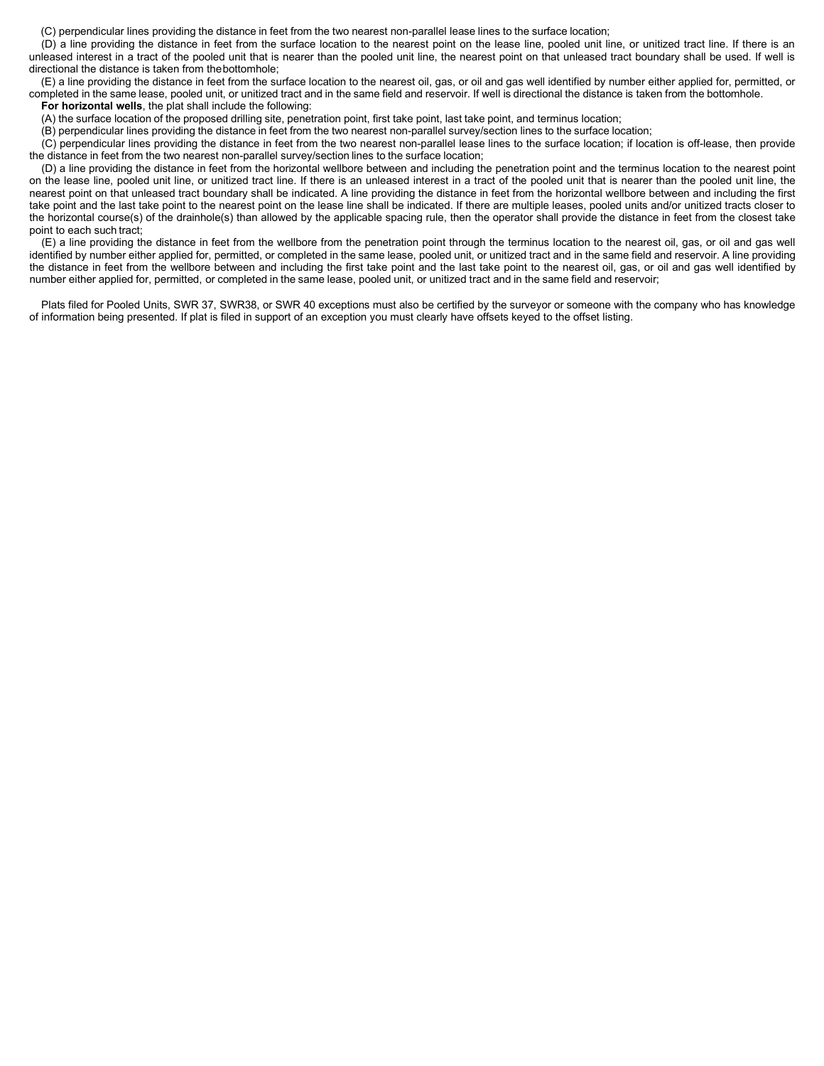(C) perpendicular lines providing the distance in feet from the two nearest non-parallel lease lines to the surface location;

(D) a line providing the distance in feet from the surface location to the nearest point on the lease line, pooled unit line, or unitized tract line. If there is an unleased interest in a tract of the pooled unit that is nearer than the pooled unit line, the nearest point on that unleased tract boundary shall be used. If well is directional the distance is taken from the bottomhole;

(E) a line providing the distance in feet from the surface location to the nearest oil, gas, or oil and gas well identified by number either applied for, permitted, or completed in the same lease, pooled unit, or unitized tract and in the same field and reservoir. If well is directional the distance is taken from the bottomhole.

**For horizontal wells**, the plat shall include the following:

(A) the surface location of the proposed drilling site, penetration point, first take point, last take point, and terminus location;

(B) perpendicular lines providing the distance in feet from the two nearest non-parallel survey/section lines to the surface location;

(C) perpendicular lines providing the distance in feet from the two nearest non-parallel lease lines to the surface location; if location is off-lease, then provide the distance in feet from the two nearest non-parallel survey/section lines to the surface location;

(D) a line providing the distance in feet from the horizontal wellbore between and including the penetration point and the terminus location to the nearest point on the lease line, pooled unit line, or unitized tract line. If there is an unleased interest in a tract of the pooled unit that is nearer than the pooled unit line, the nearest point on that unleased tract boundary shall be indicated. A line providing the distance in feet from the horizontal wellbore between and including the first take point and the last take point to the nearest point on the lease line shall be indicated. If there are multiple leases, pooled units and/or unitized tracts closer to the horizontal course(s) of the drainhole(s) than allowed by the applicable spacing rule, then the operator shall provide the distance in feet from the closest take point to each such tract;

(E) a line providing the distance in feet from the wellbore from the penetration point through the terminus location to the nearest oil, gas, or oil and gas well identified by number either applied for, permitted, or completed in the same lease, pooled unit, or unitized tract and in the same field and reservoir. A line providing the distance in feet from the wellbore between and including the first take point and the last take point to the nearest oil, gas, or oil and gas well identified by number either applied for, permitted, or completed in the same lease, pooled unit, or unitized tract and in the same field and reservoir;

Plats filed for Pooled Units, SWR 37, SWR38, or SWR 40 exceptions must also be certified by the surveyor or someone with the company who has knowledge of information being presented. If plat is filed in support of an exception you must clearly have offsets keyed to the offset listing.